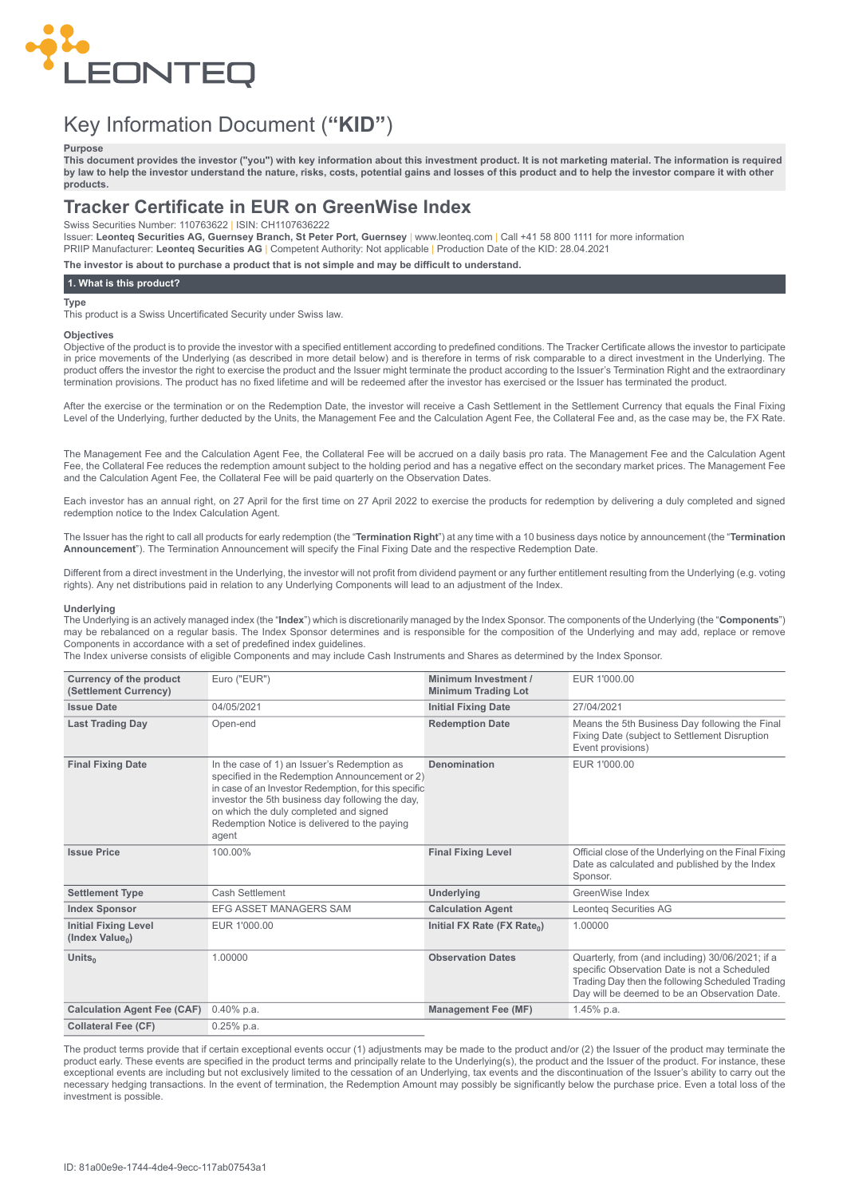# Key Information Document (**"KID"**)

**Purpose**

**This document provides the investor ("you") with key information about this investment product. It is not marketing material. The information is required by law to help the investor understand the nature, risks, costs, potential gains and losses of this product and to help the investor compare it with other products.**

## Tracker Certificate in EUR on GreenWise Index

Swiss Securities Number: 110763622 | ISIN: CH1107636222

Issuer: **Leonteq Securities AG, Guernsey Branch, St Peter Port, Guernsey** | www.leonteq.com | Call +41 58 800 1111 for more information

PRIIP Manufacturer: **Leonteq Securities AG** | Competent Authority: Not applicable | Production Date of the KID: 28.04.2021

**The investor is about to purchase a product that is not simple and may be difficult to understand.**

### 1. What is this product?

**Type**

This product is a Swiss Uncertificated Security under Swiss law.

**Objectives**

Objective of the product is to provide the investor with a specified entitlement according to predefined conditions. The Tracker Certificate allows the investor to participate in price movements of the Underlying (as described in more detail below) and is therefore in terms of risk comparable to a direct investment in the Underlying. The product offers the investor the right to exercise the product and the Issuer might terminate the product according to the Issuer's Termination Right and the extraordinary termination provisions. The product has no fixed lifetime and will be redeemed after the investor has exercised or the Issuer has terminated the product.

After the exercise or the termination or on the Redemption Date, the investor will receive a Cash Settlement in the Settlement Currency that equals the Final Fixing Level of the Underlying, further deducted by the Units, the Management Fee and the Calculation Agent Fee, the Collateral Fee and, as the case may be, the FX Rate.

The Management Fee and the Calculation Agent Fee, the Collateral Fee will be accrued on a daily basis pro rata. The Management Fee and the Calculation Agent Fee, the Collateral Fee reduces the redemption amount subject to the holding period and has a negative effect on the secondary market prices. The Management Fee and the Calculation Agent Fee, the Collateral Fee will be paid quarterly on the Observation Dates.

Each investor has an annual right, on 27 April for the first time on 27 April 2022 to exercise the products for redemption by delivering a duly completed and signed redemption notice to the Index Calculation Agent.

The Issuer has the right to call all products for early redemption (the "**Termination Right**") at any time with a 10 business days notice by announcement (the "**Termination Announcement**"). The Termination Announcement will specify the Final Fixing Date and the respective Redemption Date.

Different from a direct investment in the Underlying, the investor will not profit from dividend payment or any further entitlement resulting from the Underlying (e.g. voting rights). Any net distributions paid in relation to any Underlying Components will lead to an adjustment of the Index.

**Underlying**

The Underlying is an actively managed index (the "**Index**") which is discretionarily managed by the Index Sponsor. The components of the Underlying (the "**Components**") may be rebalanced on a regular basis. The Index Sponsor determines and is responsible for the composition of the Underlying and may add, replace or remove Components in accordance with a set of predefined index guidelines.

The Index universe consists of eligible Components and may include Cash Instruments and Shares as determined by the Index Sponsor.

| | | | |
|---|---|---|---|
| **Currency of the product (Settlement Currency)** | Euro ("EUR") | **Minimum Investment / Minimum Trading Lot** | EUR 1'000.00 |
| **Issue Date** | 04/05/2021 | **Initial Fixing Date** | 27/04/2021 |
| **Last Trading Day** | Open-end | **Redemption Date** | Means the 5th Business Day following the Final Fixing Date (subject to Settlement Disruption Event provisions) |
| **Final Fixing Date** | In the case of 1) an Issuer's Redemption as specified in the Redemption Announcement or 2) in case of an Investor Redemption, for this specific investor the 5th business day following the day, on which the duly completed and signed Redemption Notice is delivered to the paying agent | **Denomination** | EUR 1'000.00 |
| **Issue Price** | 100.00% | **Final Fixing Level** | Official close of the Underlying on the Final Fixing Date as calculated and published by the Index Sponsor. |
| **Settlement Type** | Cash Settlement | **Underlying** | GreenWise Index |
| **Index Sponsor** | EFG ASSET MANAGERS SAM | **Calculation Agent** | Leonteq Securities AG |
| **Initial Fixing Level (Index Value$_0$)** | EUR 1'000.00 | **Initial FX Rate (FX Rate$_0$)** | 1.00000 |
| **Units$_0$** | 1.00000 | **Observation Dates** | Quarterly, from (and including) 30/06/2021; if a specific Observation Date is not a Scheduled Trading Day then the following Scheduled Trading Day will be deemed to be an Observation Date. |
| **Calculation Agent Fee (CAF)** | 0.40% p.a. | **Management Fee (MF)** | 1.45% p.a. |
| **Collateral Fee (CF)** | 0.25% p.a. | | |

The product terms provide that if certain exceptional events occur (1) adjustments may be made to the product and/or (2) the Issuer of the product may terminate the product early. These events are specified in the product terms and principally relate to the Underlying(s), the product and the Issuer of the product. For instance, these exceptional events are including but not exclusively limited to the cessation of an Underlying, tax events and the discontinuation of the Issuer's ability to carry out the necessary hedging transactions. In the event of termination, the Redemption Amount may possibly be significantly below the purchase price. Even a total loss of the investment is possible.

ID: 81a00e9e-1744-4de4-9ecc-117ab07543a1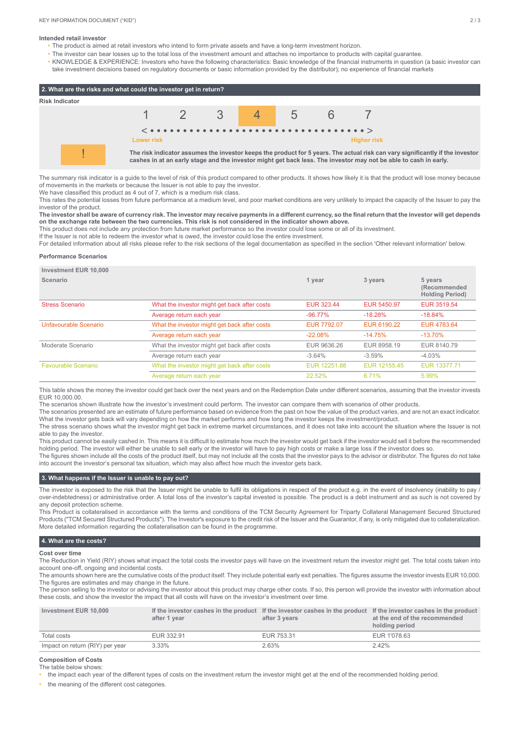**Intended retail investor**

- The product is aimed at retail investors who intend to form private assets and have a long-term investment horizon.
- The investor can bear losses up to the total loss of the investment amount and attaches no importance to products with capital guarantee.
- KNOWLEDGE & EXPERIENCE: Investors who have the following characteristics: Basic knowledge of the financial instruments in question (a basic investor can take investment decisions based on regulatory documents or basic information provided by the distributor); no experience of financial markets

## 2. What are the risks and what could the investor get in return?

**Risk Indicator**

| 1 | 2 | 3 | **4** | 5 | 6 | 7 |
|---|---|---|---|---|---|---|

Lower risk ← → Higher risk

**!** **The risk indicator assumes the investor keeps the product for 5 years. The actual risk can vary significantly if the investor cashes in at an early stage and the investor might get back less. The investor may not be able to cash in early.**

The summary risk indicator is a guide to the level of risk of this product compared to other products. It shows how likely it is that the product will lose money because of movements in the markets or because the Issuer is not able to pay the investor.
We have classified this product as 4 out of 7, which is a medium risk class.
This rates the potential losses from future performance at a medium level, and poor market conditions are very unlikely to impact the capacity of the Issuer to pay the investor of the product.
**The investor shall be aware of currency risk. The investor may receive payments in a different currency, so the final return that the investor will get depends on the exchange rate between the two currencies. This risk is not considered in the indicator shown above.**
This product does not include any protection from future market performance so the investor could lose some or all of its investment.
If the Issuer is not able to redeem the investor what is owed, the investor could lose the entire investment.
For detailed information about all risks please refer to the risk sections of the legal documentation as specified in the section 'Other relevant information' below.

**Performance Scenarios**

| Investment EUR 10,000<br>Scenario | | 1 year | 3 years | 5 years (Recommended Holding Period) |
|---|---|---|---|---|
| Stress Scenario | What the investor might get back after costs | EUR 323.44 | EUR 5450.97 | EUR 3519.54 |
| | Average return each year | -96.77% | -18.28% | -18.84% |
| Unfavourable Scenario | What the investor might get back after costs | EUR 7792.07 | EUR 6190.22 | EUR 4783.64 |
| | Average return each year | -22.08% | -14.75% | -13.70% |
| Moderate Scenario | What the investor might get back after costs | EUR 9636.26 | EUR 8958.19 | EUR 8140.79 |
| | Average return each year | -3.64% | -3.59% | -4.03% |
| Favourable Scenario | What the investor might get back after costs | EUR 12251.88 | EUR 12155.45 | EUR 13377.71 |
| | Average return each year | 22.52% | 6.71% | 5.99% |

This table shows the money the investor could get back over the next years and on the Redemption Date under different scenarios, assuming that the investor invests EUR 10,000.00.
The scenarios shown illustrate how the investor's investment could perform. The investor can compare them with scenarios of other products.
The scenarios presented are an estimate of future performance based on evidence from the past on how the value of the product varies, and are not an exact indicator. What the investor gets back will vary depending on how the market performs and how long the investor keeps the investment/product.
The stress scenario shows what the investor might get back in extreme market circumstances, and it does not take into account the situation where the Issuer is not able to pay the investor.
This product cannot be easily cashed in. This means it is difficult to estimate how much the investor would get back if the investor would sell it before the recommended holding period. The investor will either be unable to sell early or the investor will have to pay high costs or make a large loss if the investor does so.
The figures shown include all the costs of the product itself, but may not include all the costs that the investor pays to the advisor or distributor. The figures do not take into account the investor's personal tax situation, which may also affect how much the investor gets back.

## 3. What happens if the Issuer is unable to pay out?

The investor is exposed to the risk that the Issuer might be unable to fulfil its obligations in respect of the product e.g. in the event of insolvency (inability to pay / over-indebtedness) or administrative order. A total loss of the investor's capital invested is possible. The product is a debt instrument and as such is not covered by any deposit protection scheme.
This Product is collateralised in accordance with the terms and conditions of the TCM Security Agreement for Triparty Collateral Management Secured Structured Products ("TCM Secured Structured Products"). The Investor's exposure to the credit risk of the Issuer and the Guarantor, if any, is only mitigated due to collateralization. More detailed information regarding the collateralisation can be found in the programme.

## 4. What are the costs?

**Cost over time**
The Reduction in Yield (RIY) shows what impact the total costs the investor pays will have on the investment return the investor might get. The total costs taken into account one-off, ongoing and incidental costs.
The amounts shown here are the cumulative costs of the product itself. They include potential early exit penalties. The figures assume the investor invests EUR 10,000. The figures are estimates and may change in the future.
The person selling to the investor or advising the investor about this product may charge other costs. If so, this person will provide the investor with information about these costs, and show the investor the impact that all costs will have on the investor's investment over time.

| Investment EUR 10,000 | If the investor cashes in the product after 1 year | If the investor cashes in the product after 3 years | If the investor cashes in the product at the end of the recommended holding period |
|---|---|---|---|
| Total costs | EUR 332.91 | EUR 753.31 | EUR 1'078.63 |
| Impact on return (RIY) per year | 3.33% | 2.63% | 2.42% |

**Composition of Costs**
The table below shows:

- the impact each year of the different types of costs on the investment return the investor might get at the end of the recommended holding period.
- the meaning of the different cost categories.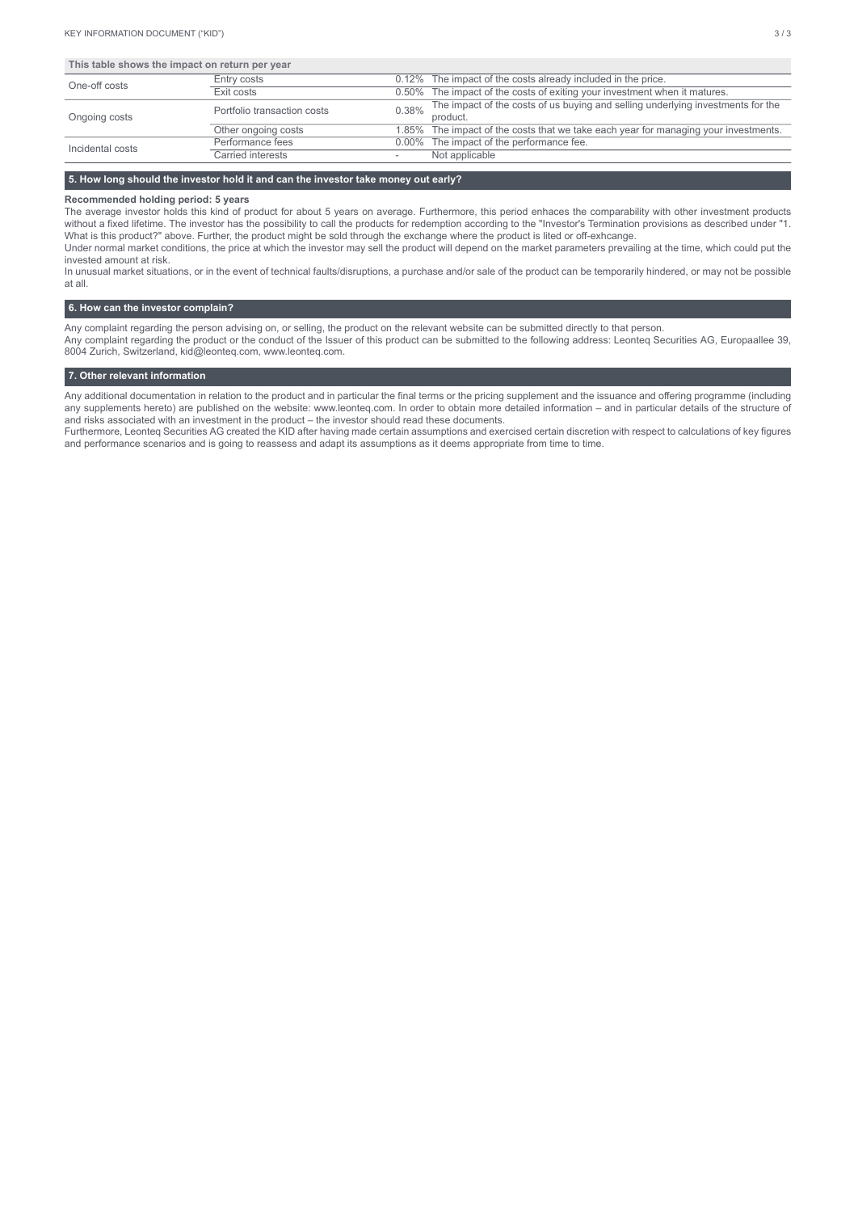| This table shows the impact on return per year | | | |
|---|---|---|---|
| One-off costs | Entry costs | 0.12% | The impact of the costs already included in the price. |
| | Exit costs | 0.50% | The impact of the costs of exiting your investment when it matures. |
| Ongoing costs | Portfolio transaction costs | 0.38% | The impact of the costs of us buying and selling underlying investments for the product. |
| | Other ongoing costs | 1.85% | The impact of the costs that we take each year for managing your investments. |
| Incidental costs | Performance fees | 0.00% | The impact of the performance fee. |
| | Carried interests | - | Not applicable |

## 5. How long should the investor hold it and can the investor take money out early?

**Recommended holding period: 5 years**

The average investor holds this kind of product for about 5 years on average. Furthermore, this period enhaces the comparability with other investment products without a fixed lifetime. The investor has the possibility to call the products for redemption according to the "Investor's Termination provisions as described under "1. What is this product?" above. Further, the product might be sold through the exchange where the product is lited or off-exhcange.

Under normal market conditions, the price at which the investor may sell the product will depend on the market parameters prevailing at the time, which could put the invested amount at risk.

In unusual market situations, or in the event of technical faults/disruptions, a purchase and/or sale of the product can be temporarily hindered, or may not be possible at all.

## 6. How can the investor complain?

Any complaint regarding the person advising on, or selling, the product on the relevant website can be submitted directly to that person.

Any complaint regarding the product or the conduct of the Issuer of this product can be submitted to the following address: Leonteq Securities AG, Europaallee 39, 8004 Zurich, Switzerland, kid@leonteq.com, www.leonteq.com.

## 7. Other relevant information

Any additional documentation in relation to the product and in particular the final terms or the pricing supplement and the issuance and offering programme (including any supplements hereto) are published on the website: www.leonteq.com. In order to obtain more detailed information – and in particular details of the structure of and risks associated with an investment in the product – the investor should read these documents.

Furthermore, Leonteq Securities AG created the KID after having made certain assumptions and exercised certain discretion with respect to calculations of key figures and performance scenarios and is going to reassess and adapt its assumptions as it deems appropriate from time to time.